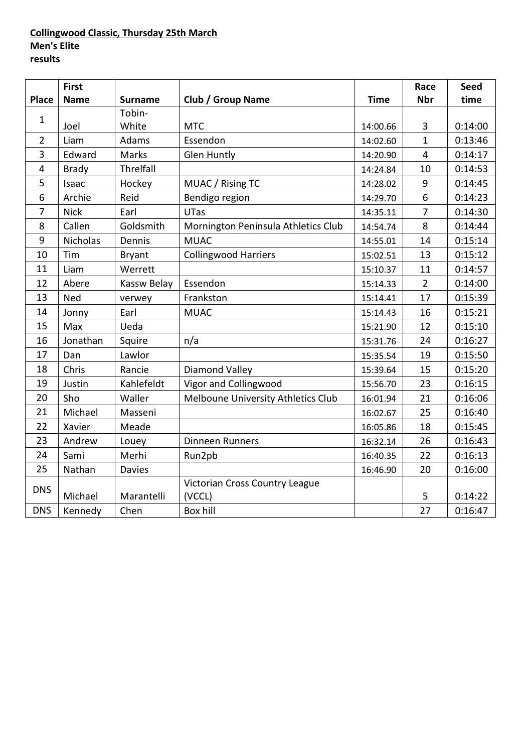**Collingwood Classic, Thursday 25th March**
**Men's Elite**
**results**

| Place | First Name | Surname | Club / Group Name | Time | Race Nbr | Seed time |
|---|---|---|---|---|---|---|
| 1 | Joel | Tobin-White | MTC | 14:00.66 | 3 | 0:14:00 |
| 2 | Liam | Adams | Essendon | 14:02.60 | 1 | 0:13:46 |
| 3 | Edward | Marks | Glen Huntly | 14:20.90 | 4 | 0:14:17 |
| 4 | Brady | Threlfall | | 14:24.84 | 10 | 0:14:53 |
| 5 | Isaac | Hockey | MUAC / Rising TC | 14:28.02 | 9 | 0:14:45 |
| 6 | Archie | Reid | Bendigo region | 14:29.70 | 6 | 0:14:23 |
| 7 | Nick | Earl | UTas | 14:35.11 | 7 | 0:14:30 |
| 8 | Callen | Goldsmith | Mornington Peninsula Athletics Club | 14:54.74 | 8 | 0:14:44 |
| 9 | Nicholas | Dennis | MUAC | 14:55.01 | 14 | 0:15:14 |
| 10 | Tim | Bryant | Collingwood Harriers | 15:02.51 | 13 | 0:15:12 |
| 11 | Liam | Werrett | | 15:10.37 | 11 | 0:14:57 |
| 12 | Abere | Kassw Belay | Essendon | 15:14.33 | 2 | 0:14:00 |
| 13 | Ned | verwey | Frankston | 15:14.41 | 17 | 0:15:39 |
| 14 | Jonny | Earl | MUAC | 15:14.43 | 16 | 0:15:21 |
| 15 | Max | Ueda | | 15:21.90 | 12 | 0:15:10 |
| 16 | Jonathan | Squire | n/a | 15:31.76 | 24 | 0:16:27 |
| 17 | Dan | Lawlor | | 15:35.54 | 19 | 0:15:50 |
| 18 | Chris | Rancie | Diamond Valley | 15:39.64 | 15 | 0:15:20 |
| 19 | Justin | Kahlefeldt | Vigor and Collingwood | 15:56.70 | 23 | 0:16:15 |
| 20 | Sho | Waller | Melboune University Athletics Club | 16:01.94 | 21 | 0:16:06 |
| 21 | Michael | Masseni | | 16:02.67 | 25 | 0:16:40 |
| 22 | Xavier | Meade | | 16:05.86 | 18 | 0:15:45 |
| 23 | Andrew | Louey | Dinneen Runners | 16:32.14 | 26 | 0:16:43 |
| 24 | Sami | Merhi | Run2pb | 16:40.35 | 22 | 0:16:13 |
| 25 | Nathan | Davies | | 16:46.90 | 20 | 0:16:00 |
| DNS | Michael | Marantelli | Victorian Cross Country League (VCCL) | | 5 | 0:14:22 |
| DNS | Kennedy | Chen | Box hill | | 27 | 0:16:47 |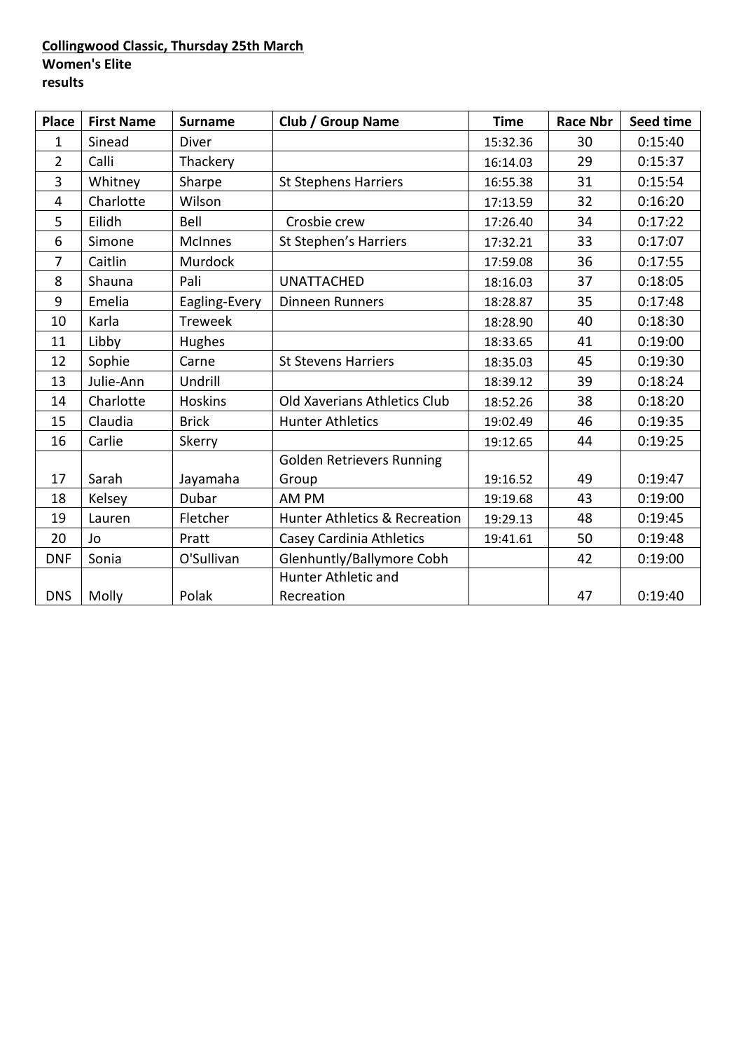**Collingwood Classic, Thursday 25th March**
**Women's Elite**
**results**

| Place | First Name | Surname | Club / Group Name | Time | Race Nbr | Seed time |
|---|---|---|---|---|---|---|
| 1 | Sinead | Diver | | 15:32.36 | 30 | 0:15:40 |
| 2 | Calli | Thackery | | 16:14.03 | 29 | 0:15:37 |
| 3 | Whitney | Sharpe | St Stephens Harriers | 16:55.38 | 31 | 0:15:54 |
| 4 | Charlotte | Wilson | | 17:13.59 | 32 | 0:16:20 |
| 5 | Eilidh | Bell | Crosbie crew | 17:26.40 | 34 | 0:17:22 |
| 6 | Simone | McInnes | St Stephen's Harriers | 17:32.21 | 33 | 0:17:07 |
| 7 | Caitlin | Murdock | | 17:59.08 | 36 | 0:17:55 |
| 8 | Shauna | Pali | UNATTACHED | 18:16.03 | 37 | 0:18:05 |
| 9 | Emelia | Eagling-Every | Dinneen Runners | 18:28.87 | 35 | 0:17:48 |
| 10 | Karla | Treweek | | 18:28.90 | 40 | 0:18:30 |
| 11 | Libby | Hughes | | 18:33.65 | 41 | 0:19:00 |
| 12 | Sophie | Carne | St Stevens Harriers | 18:35.03 | 45 | 0:19:30 |
| 13 | Julie-Ann | Undrill | | 18:39.12 | 39 | 0:18:24 |
| 14 | Charlotte | Hoskins | Old Xaverians Athletics Club | 18:52.26 | 38 | 0:18:20 |
| 15 | Claudia | Brick | Hunter Athletics | 19:02.49 | 46 | 0:19:35 |
| 16 | Carlie | Skerry | | 19:12.65 | 44 | 0:19:25 |
| 17 | Sarah | Jayamaha | Golden Retrievers Running Group | 19:16.52 | 49 | 0:19:47 |
| 18 | Kelsey | Dubar | AM PM | 19:19.68 | 43 | 0:19:00 |
| 19 | Lauren | Fletcher | Hunter Athletics & Recreation | 19:29.13 | 48 | 0:19:45 |
| 20 | Jo | Pratt | Casey Cardinia Athletics | 19:41.61 | 50 | 0:19:48 |
| DNF | Sonia | O'Sullivan | Glenhuntly/Ballymore Cobh | | 42 | 0:19:00 |
| DNS | Molly | Polak | Hunter Athletic and Recreation | | 47 | 0:19:40 |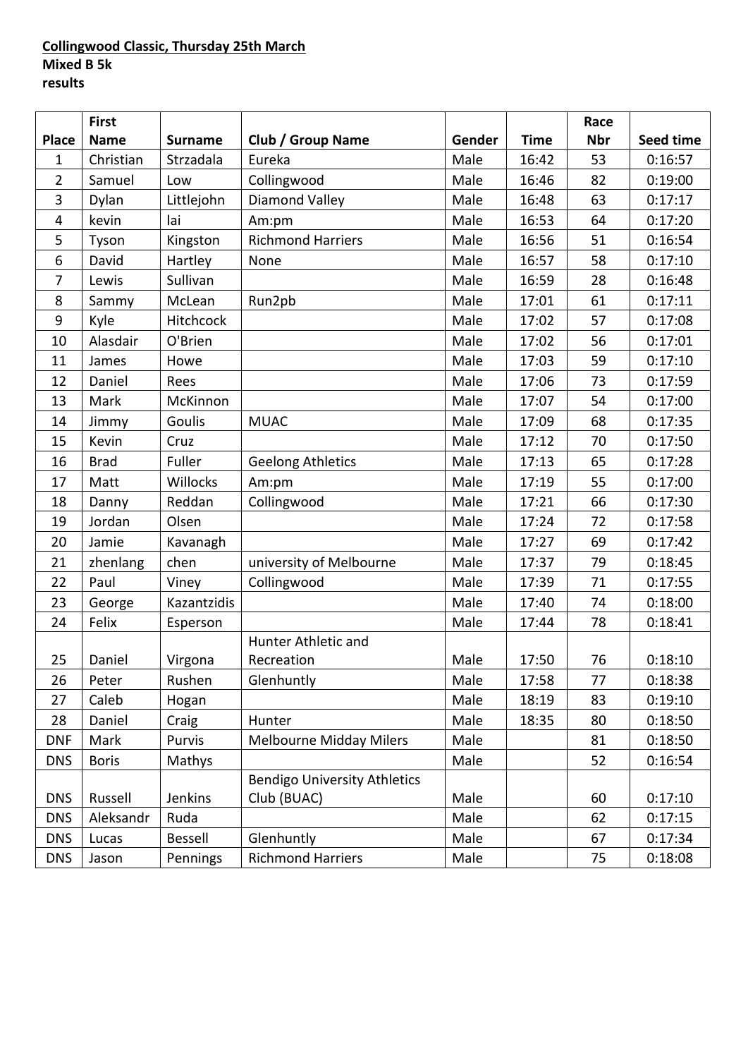**Collingwood Classic, Thursday 25th March**
**Mixed B 5k**
**results**

| Place | First Name | Surname | Club / Group Name | Gender | Time | Race Nbr | Seed time |
|---|---|---|---|---|---|---|---|
| 1 | Christian | Strzadala | Eureka | Male | 16:42 | 53 | 0:16:57 |
| 2 | Samuel | Low | Collingwood | Male | 16:46 | 82 | 0:19:00 |
| 3 | Dylan | Littlejohn | Diamond Valley | Male | 16:48 | 63 | 0:17:17 |
| 4 | kevin | lai | Am:pm | Male | 16:53 | 64 | 0:17:20 |
| 5 | Tyson | Kingston | Richmond Harriers | Male | 16:56 | 51 | 0:16:54 |
| 6 | David | Hartley | None | Male | 16:57 | 58 | 0:17:10 |
| 7 | Lewis | Sullivan | | Male | 16:59 | 28 | 0:16:48 |
| 8 | Sammy | McLean | Run2pb | Male | 17:01 | 61 | 0:17:11 |
| 9 | Kyle | Hitchcock | | Male | 17:02 | 57 | 0:17:08 |
| 10 | Alasdair | O'Brien | | Male | 17:02 | 56 | 0:17:01 |
| 11 | James | Howe | | Male | 17:03 | 59 | 0:17:10 |
| 12 | Daniel | Rees | | Male | 17:06 | 73 | 0:17:59 |
| 13 | Mark | McKinnon | | Male | 17:07 | 54 | 0:17:00 |
| 14 | Jimmy | Goulis | MUAC | Male | 17:09 | 68 | 0:17:35 |
| 15 | Kevin | Cruz | | Male | 17:12 | 70 | 0:17:50 |
| 16 | Brad | Fuller | Geelong Athletics | Male | 17:13 | 65 | 0:17:28 |
| 17 | Matt | Willocks | Am:pm | Male | 17:19 | 55 | 0:17:00 |
| 18 | Danny | Reddan | Collingwood | Male | 17:21 | 66 | 0:17:30 |
| 19 | Jordan | Olsen | | Male | 17:24 | 72 | 0:17:58 |
| 20 | Jamie | Kavanagh | | Male | 17:27 | 69 | 0:17:42 |
| 21 | zhenlang | chen | university of Melbourne | Male | 17:37 | 79 | 0:18:45 |
| 22 | Paul | Viney | Collingwood | Male | 17:39 | 71 | 0:17:55 |
| 23 | George | Kazantzidis | | Male | 17:40 | 74 | 0:18:00 |
| 24 | Felix | Esperson | | Male | 17:44 | 78 | 0:18:41 |
| 25 | Daniel | Virgona | Hunter Athletic and Recreation | Male | 17:50 | 76 | 0:18:10 |
| 26 | Peter | Rushen | Glenhuntly | Male | 17:58 | 77 | 0:18:38 |
| 27 | Caleb | Hogan | | Male | 18:19 | 83 | 0:19:10 |
| 28 | Daniel | Craig | Hunter | Male | 18:35 | 80 | 0:18:50 |
| DNF | Mark | Purvis | Melbourne Midday Milers | Male | | 81 | 0:18:50 |
| DNS | Boris | Mathys | | Male | | 52 | 0:16:54 |
| DNS | Russell | Jenkins | Bendigo University Athletics Club (BUAC) | Male | | 60 | 0:17:10 |
| DNS | Aleksandr | Ruda | | Male | | 62 | 0:17:15 |
| DNS | Lucas | Bessell | Glenhuntly | Male | | 67 | 0:17:34 |
| DNS | Jason | Pennings | Richmond Harriers | Male | | 75 | 0:18:08 |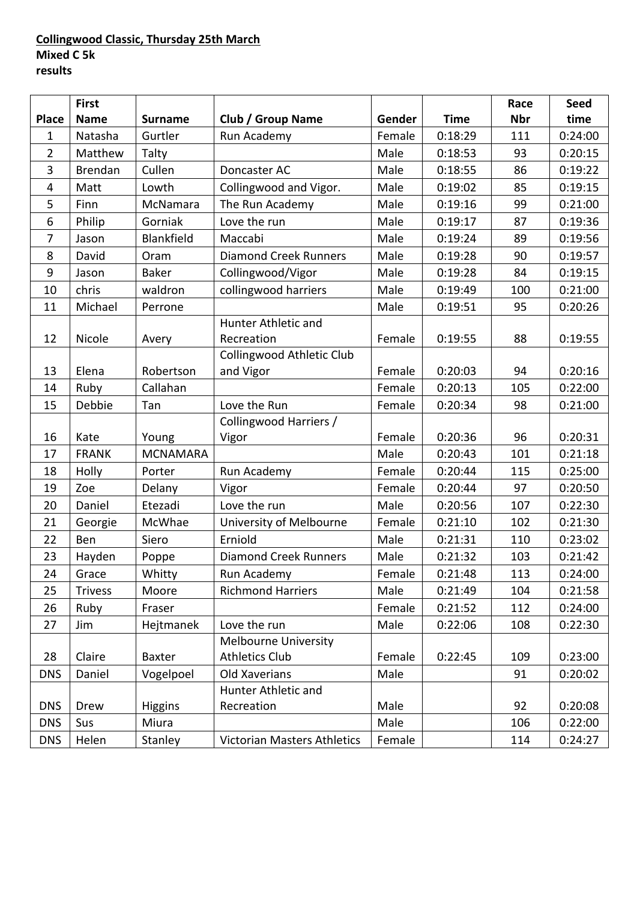**Collingwood Classic, Thursday 25th March**
**Mixed C 5k**
**results**

| Place | First Name | Surname | Club / Group Name | Gender | Time | Race Nbr | Seed time |
|---|---|---|---|---|---|---|---|
| 1 | Natasha | Gurtler | Run Academy | Female | 0:18:29 | 111 | 0:24:00 |
| 2 | Matthew | Talty | | Male | 0:18:53 | 93 | 0:20:15 |
| 3 | Brendan | Cullen | Doncaster AC | Male | 0:18:55 | 86 | 0:19:22 |
| 4 | Matt | Lowth | Collingwood and Vigor. | Male | 0:19:02 | 85 | 0:19:15 |
| 5 | Finn | McNamara | The Run Academy | Male | 0:19:16 | 99 | 0:21:00 |
| 6 | Philip | Gorniak | Love the run | Male | 0:19:17 | 87 | 0:19:36 |
| 7 | Jason | Blankfield | Maccabi | Male | 0:19:24 | 89 | 0:19:56 |
| 8 | David | Oram | Diamond Creek Runners | Male | 0:19:28 | 90 | 0:19:57 |
| 9 | Jason | Baker | Collingwood/Vigor | Male | 0:19:28 | 84 | 0:19:15 |
| 10 | chris | waldron | collingwood harriers | Male | 0:19:49 | 100 | 0:21:00 |
| 11 | Michael | Perrone | | Male | 0:19:51 | 95 | 0:20:26 |
| 12 | Nicole | Avery | Hunter Athletic and Recreation | Female | 0:19:55 | 88 | 0:19:55 |
| 13 | Elena | Robertson | Collingwood Athletic Club and Vigor | Female | 0:20:03 | 94 | 0:20:16 |
| 14 | Ruby | Callahan | | Female | 0:20:13 | 105 | 0:22:00 |
| 15 | Debbie | Tan | Love the Run | Female | 0:20:34 | 98 | 0:21:00 |
| 16 | Kate | Young | Collingwood Harriers / Vigor | Female | 0:20:36 | 96 | 0:20:31 |
| 17 | FRANK | MCNAMARA | | Male | 0:20:43 | 101 | 0:21:18 |
| 18 | Holly | Porter | Run Academy | Female | 0:20:44 | 115 | 0:25:00 |
| 19 | Zoe | Delany | Vigor | Female | 0:20:44 | 97 | 0:20:50 |
| 20 | Daniel | Etezadi | Love the run | Male | 0:20:56 | 107 | 0:22:30 |
| 21 | Georgie | McWhae | University of Melbourne | Female | 0:21:10 | 102 | 0:21:30 |
| 22 | Ben | Siero | Erniold | Male | 0:21:31 | 110 | 0:23:02 |
| 23 | Hayden | Poppe | Diamond Creek Runners | Male | 0:21:32 | 103 | 0:21:42 |
| 24 | Grace | Whitty | Run Academy | Female | 0:21:48 | 113 | 0:24:00 |
| 25 | Trivess | Moore | Richmond Harriers | Male | 0:21:49 | 104 | 0:21:58 |
| 26 | Ruby | Fraser | | Female | 0:21:52 | 112 | 0:24:00 |
| 27 | Jim | Hejtmanek | Love the run | Male | 0:22:06 | 108 | 0:22:30 |
| 28 | Claire | Baxter | Melbourne University Athletics Club | Female | 0:22:45 | 109 | 0:23:00 |
| DNS | Daniel | Vogelpoel | Old Xaverians | Male | | 91 | 0:20:02 |
| DNS | Drew | Higgins | Hunter Athletic and Recreation | Male | | 92 | 0:20:08 |
| DNS | Sus | Miura | | Male | | 106 | 0:22:00 |
| DNS | Helen | Stanley | Victorian Masters Athletics | Female | | 114 | 0:24:27 |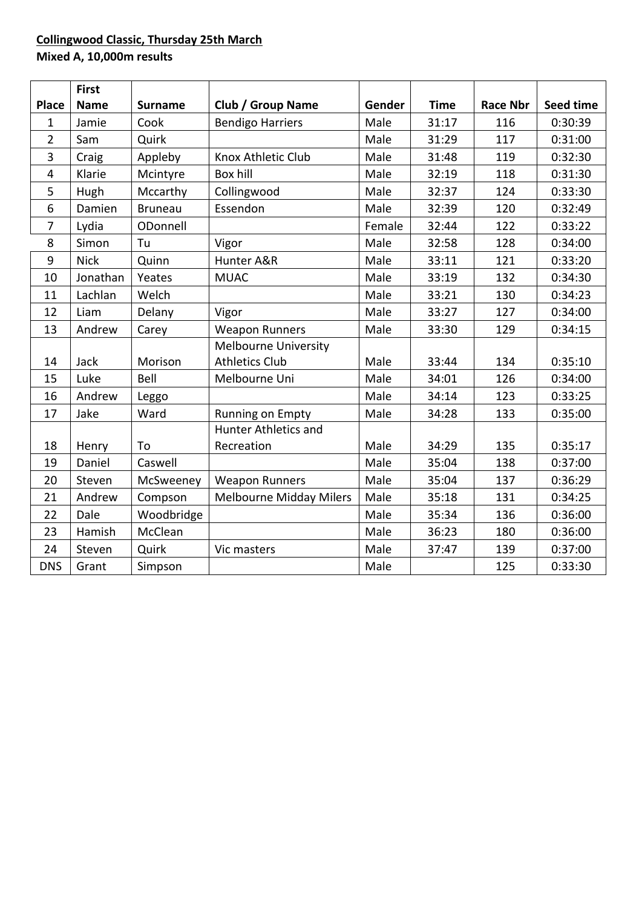**Collingwood Classic, Thursday 25th March**

**Mixed A, 10,000m results**

| Place | First Name | Surname | Club / Group Name | Gender | Time | Race Nbr | Seed time |
|---|---|---|---|---|---|---|---|
| 1 | Jamie | Cook | Bendigo Harriers | Male | 31:17 | 116 | 0:30:39 |
| 2 | Sam | Quirk | | Male | 31:29 | 117 | 0:31:00 |
| 3 | Craig | Appleby | Knox Athletic Club | Male | 31:48 | 119 | 0:32:30 |
| 4 | Klarie | Mcintyre | Box hill | Male | 32:19 | 118 | 0:31:30 |
| 5 | Hugh | Mccarthy | Collingwood | Male | 32:37 | 124 | 0:33:30 |
| 6 | Damien | Bruneau | Essendon | Male | 32:39 | 120 | 0:32:49 |
| 7 | Lydia | ODonnell | | Female | 32:44 | 122 | 0:33:22 |
| 8 | Simon | Tu | Vigor | Male | 32:58 | 128 | 0:34:00 |
| 9 | Nick | Quinn | Hunter A&R | Male | 33:11 | 121 | 0:33:20 |
| 10 | Jonathan | Yeates | MUAC | Male | 33:19 | 132 | 0:34:30 |
| 11 | Lachlan | Welch | | Male | 33:21 | 130 | 0:34:23 |
| 12 | Liam | Delany | Vigor | Male | 33:27 | 127 | 0:34:00 |
| 13 | Andrew | Carey | Weapon Runners | Male | 33:30 | 129 | 0:34:15 |
| 14 | Jack | Morison | Melbourne University Athletics Club | Male | 33:44 | 134 | 0:35:10 |
| 15 | Luke | Bell | Melbourne Uni | Male | 34:01 | 126 | 0:34:00 |
| 16 | Andrew | Leggo | | Male | 34:14 | 123 | 0:33:25 |
| 17 | Jake | Ward | Running on Empty | Male | 34:28 | 133 | 0:35:00 |
| 18 | Henry | To | Hunter Athletics and Recreation | Male | 34:29 | 135 | 0:35:17 |
| 19 | Daniel | Caswell | | Male | 35:04 | 138 | 0:37:00 |
| 20 | Steven | McSweeney | Weapon Runners | Male | 35:04 | 137 | 0:36:29 |
| 21 | Andrew | Compson | Melbourne Midday Milers | Male | 35:18 | 131 | 0:34:25 |
| 22 | Dale | Woodbridge | | Male | 35:34 | 136 | 0:36:00 |
| 23 | Hamish | McClean | | Male | 36:23 | 180 | 0:36:00 |
| 24 | Steven | Quirk | Vic masters | Male | 37:47 | 139 | 0:37:00 |
| DNS | Grant | Simpson | | Male | | 125 | 0:33:30 |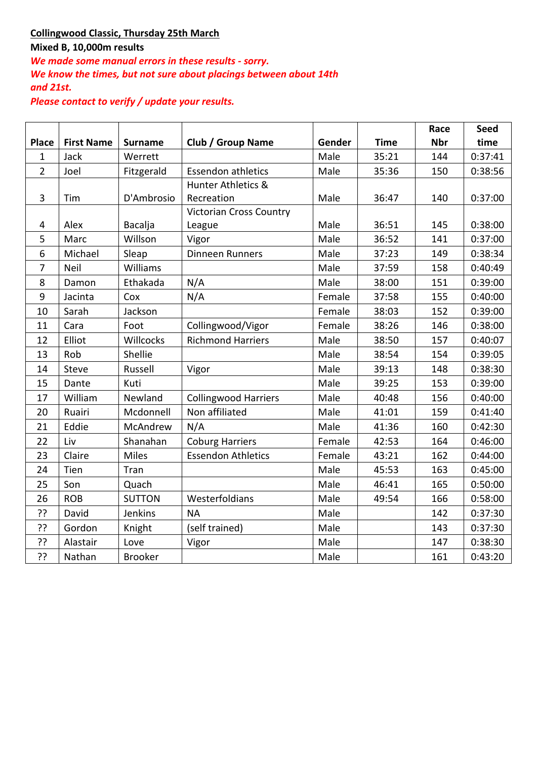**<u>Collingwood Classic, Thursday 25th March</u>**

**Mixed B, 10,000m results**

***We made some manual errors in these results - sorry.***
***We know the times, but not sure about placings between about 14th and 21st.***
***Please contact to verify / update your results.***

| Place | First Name | Surname | Club / Group Name | Gender | Time | Race Nbr | Seed time |
|---|---|---|---|---|---|---|---|
| 1 | Jack | Werrett | | Male | 35:21 | 144 | 0:37:41 |
| 2 | Joel | Fitzgerald | Essendon athletics | Male | 35:36 | 150 | 0:38:56 |
| 3 | Tim | D'Ambrosio | Hunter Athletics & Recreation | Male | 36:47 | 140 | 0:37:00 |
| 4 | Alex | Bacalja | Victorian Cross Country League | Male | 36:51 | 145 | 0:38:00 |
| 5 | Marc | Willson | Vigor | Male | 36:52 | 141 | 0:37:00 |
| 6 | Michael | Sleap | Dinneen Runners | Male | 37:23 | 149 | 0:38:34 |
| 7 | Neil | Williams | | Male | 37:59 | 158 | 0:40:49 |
| 8 | Damon | Ethakada | N/A | Male | 38:00 | 151 | 0:39:00 |
| 9 | Jacinta | Cox | N/A | Female | 37:58 | 155 | 0:40:00 |
| 10 | Sarah | Jackson | | Female | 38:03 | 152 | 0:39:00 |
| 11 | Cara | Foot | Collingwood/Vigor | Female | 38:26 | 146 | 0:38:00 |
| 12 | Elliot | Willcocks | Richmond Harriers | Male | 38:50 | 157 | 0:40:07 |
| 13 | Rob | Shellie | | Male | 38:54 | 154 | 0:39:05 |
| 14 | Steve | Russell | Vigor | Male | 39:13 | 148 | 0:38:30 |
| 15 | Dante | Kuti | | Male | 39:25 | 153 | 0:39:00 |
| 17 | William | Newland | Collingwood Harriers | Male | 40:48 | 156 | 0:40:00 |
| 20 | Ruairi | Mcdonnell | Non affiliated | Male | 41:01 | 159 | 0:41:40 |
| 21 | Eddie | McAndrew | N/A | Male | 41:36 | 160 | 0:42:30 |
| 22 | Liv | Shanahan | Coburg Harriers | Female | 42:53 | 164 | 0:46:00 |
| 23 | Claire | Miles | Essendon Athletics | Female | 43:21 | 162 | 0:44:00 |
| 24 | Tien | Tran | | Male | 45:53 | 163 | 0:45:00 |
| 25 | Son | Quach | | Male | 46:41 | 165 | 0:50:00 |
| 26 | ROB | SUTTON | Westerfoldians | Male | 49:54 | 166 | 0:58:00 |
| ?? | David | Jenkins | NA | Male | | 142 | 0:37:30 |
| ?? | Gordon | Knight | (self trained) | Male | | 143 | 0:37:30 |
| ?? | Alastair | Love | Vigor | Male | | 147 | 0:38:30 |
| ?? | Nathan | Brooker | | Male | | 161 | 0:43:20 |